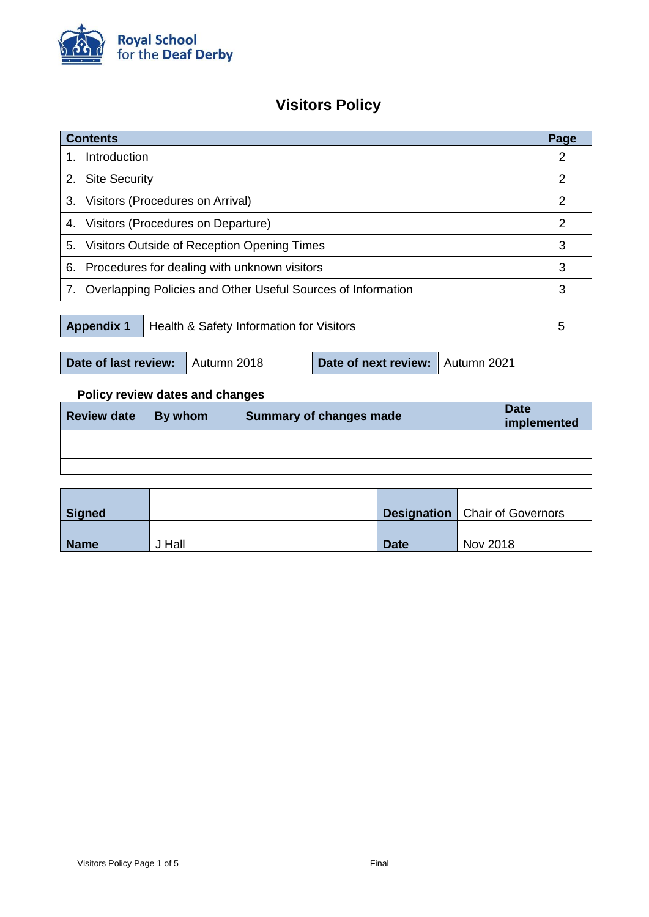Royal School for the Deaf Derby

# Visitors Policy

| Contents | Page |
|---|---|
| 1. Introduction | 2 |
| 2. Site Security | 2 |
| 3. Visitors (Procedures on Arrival) | 2 |
| 4. Visitors (Procedures on Departure) | 2 |
| 5. Visitors Outside of Reception Opening Times | 3 |
| 6. Procedures for dealing with unknown visitors | 3 |
| 7. Overlapping Policies and Other Useful Sources of Information | 3 |

| Appendix 1 | Health & Safety Information for Visitors | 5 |
|---|---|---|

| Date of last review: | Autumn 2018 | Date of next review: | Autumn 2021 |
|---|---|---|---|

**Policy review dates and changes**

| Review date | By whom | Summary of changes made | Date implemented |
|---|---|---|---|
| | | | |
| | | | |
| | | | |

| Signed | | Designation | Chair of Governors |
|---|---|---|---|
| Name | J Hall | Date | Nov 2018 |

Final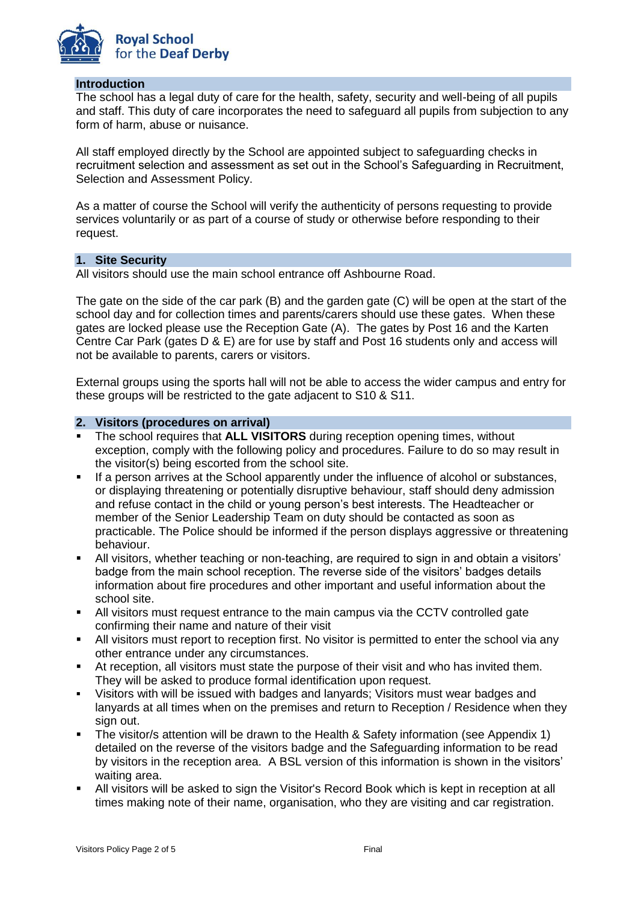## Introduction

The school has a legal duty of care for the health, safety, security and well-being of all pupils and staff. This duty of care incorporates the need to safeguard all pupils from subjection to any form of harm, abuse or nuisance.

All staff employed directly by the School are appointed subject to safeguarding checks in recruitment selection and assessment as set out in the School's Safeguarding in Recruitment, Selection and Assessment Policy.

As a matter of course the School will verify the authenticity of persons requesting to provide services voluntarily or as part of a course of study or otherwise before responding to their request.

## 1. Site Security

All visitors should use the main school entrance off Ashbourne Road.

The gate on the side of the car park (B) and the garden gate (C) will be open at the start of the school day and for collection times and parents/carers should use these gates. When these gates are locked please use the Reception Gate (A). The gates by Post 16 and the Karten Centre Car Park (gates D & E) are for use by staff and Post 16 students only and access will not be available to parents, carers or visitors.

External groups using the sports hall will not be able to access the wider campus and entry for these groups will be restricted to the gate adjacent to S10 & S11.

## 2. Visitors (procedures on arrival)

- The school requires that **ALL VISITORS** during reception opening times, without exception, comply with the following policy and procedures. Failure to do so may result in the visitor(s) being escorted from the school site.
- If a person arrives at the School apparently under the influence of alcohol or substances, or displaying threatening or potentially disruptive behaviour, staff should deny admission and refuse contact in the child or young person's best interests. The Headteacher or member of the Senior Leadership Team on duty should be contacted as soon as practicable. The Police should be informed if the person displays aggressive or threatening behaviour.
- All visitors, whether teaching or non-teaching, are required to sign in and obtain a visitors' badge from the main school reception. The reverse side of the visitors' badges details information about fire procedures and other important and useful information about the school site.
- All visitors must request entrance to the main campus via the CCTV controlled gate confirming their name and nature of their visit
- All visitors must report to reception first. No visitor is permitted to enter the school via any other entrance under any circumstances.
- At reception, all visitors must state the purpose of their visit and who has invited them. They will be asked to produce formal identification upon request.
- Visitors with will be issued with badges and lanyards; Visitors must wear badges and lanyards at all times when on the premises and return to Reception / Residence when they sign out.
- The visitor/s attention will be drawn to the Health & Safety information (see Appendix 1) detailed on the reverse of the visitors badge and the Safeguarding information to be read by visitors in the reception area. A BSL version of this information is shown in the visitors' waiting area.
- All visitors will be asked to sign the Visitor's Record Book which is kept in reception at all times making note of their name, organisation, who they are visiting and car registration.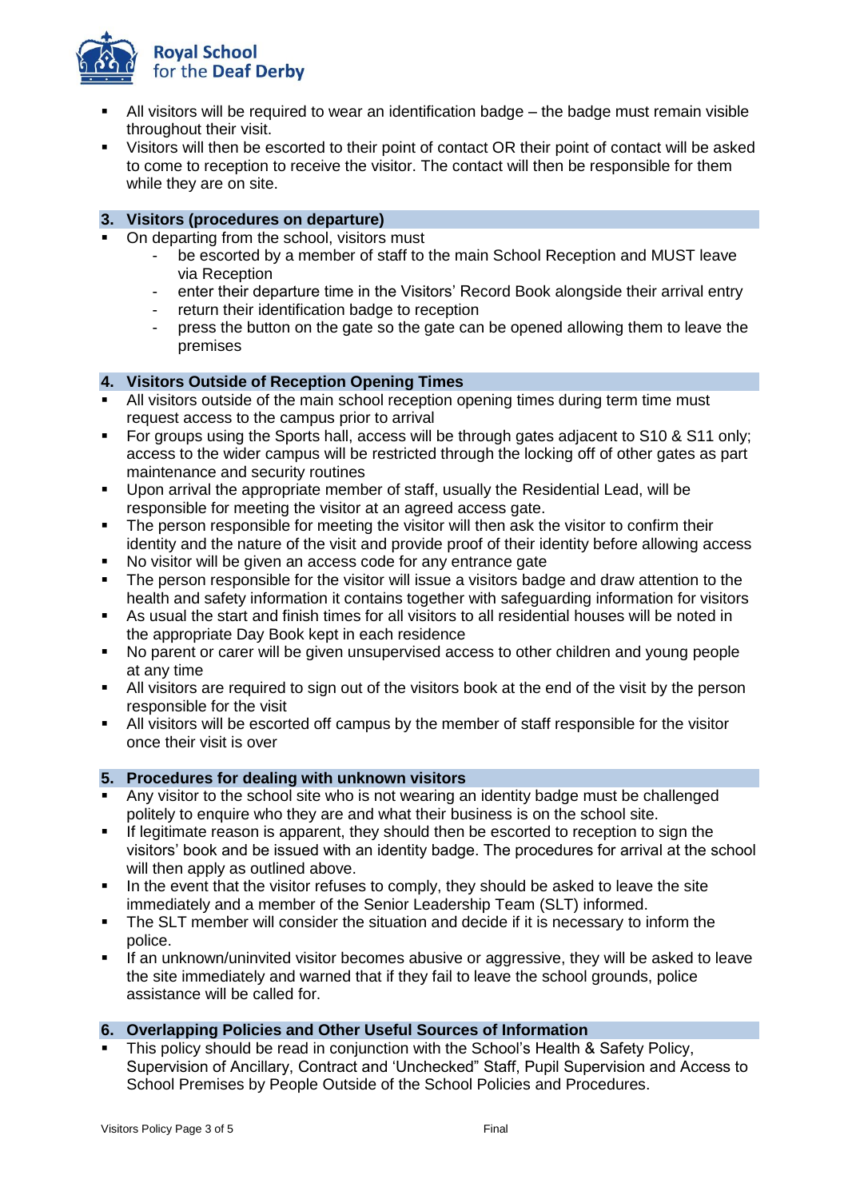- All visitors will be required to wear an identification badge – the badge must remain visible throughout their visit.
- Visitors will then be escorted to their point of contact OR their point of contact will be asked to come to reception to receive the visitor. The contact will then be responsible for them while they are on site.

## 3. Visitors (procedures on departure)

- On departing from the school, visitors must
  - be escorted by a member of staff to the main School Reception and MUST leave via Reception
  - enter their departure time in the Visitors' Record Book alongside their arrival entry
  - return their identification badge to reception
  - press the button on the gate so the gate can be opened allowing them to leave the premises

## 4. Visitors Outside of Reception Opening Times

- All visitors outside of the main school reception opening times during term time must request access to the campus prior to arrival
- For groups using the Sports hall, access will be through gates adjacent to S10 & S11 only; access to the wider campus will be restricted through the locking off of other gates as part maintenance and security routines
- Upon arrival the appropriate member of staff, usually the Residential Lead, will be responsible for meeting the visitor at an agreed access gate.
- The person responsible for meeting the visitor will then ask the visitor to confirm their identity and the nature of the visit and provide proof of their identity before allowing access
- No visitor will be given an access code for any entrance gate
- The person responsible for the visitor will issue a visitors badge and draw attention to the health and safety information it contains together with safeguarding information for visitors
- As usual the start and finish times for all visitors to all residential houses will be noted in the appropriate Day Book kept in each residence
- No parent or carer will be given unsupervised access to other children and young people at any time
- All visitors are required to sign out of the visitors book at the end of the visit by the person responsible for the visit
- All visitors will be escorted off campus by the member of staff responsible for the visitor once their visit is over

## 5. Procedures for dealing with unknown visitors

- Any visitor to the school site who is not wearing an identity badge must be challenged politely to enquire who they are and what their business is on the school site.
- If legitimate reason is apparent, they should then be escorted to reception to sign the visitors' book and be issued with an identity badge. The procedures for arrival at the school will then apply as outlined above.
- In the event that the visitor refuses to comply, they should be asked to leave the site immediately and a member of the Senior Leadership Team (SLT) informed.
- The SLT member will consider the situation and decide if it is necessary to inform the police.
- If an unknown/uninvited visitor becomes abusive or aggressive, they will be asked to leave the site immediately and warned that if they fail to leave the school grounds, police assistance will be called for.

## 6. Overlapping Policies and Other Useful Sources of Information

- This policy should be read in conjunction with the School's Health & Safety Policy, Supervision of Ancillary, Contract and 'Unchecked" Staff, Pupil Supervision and Access to School Premises by People Outside of the School Policies and Procedures.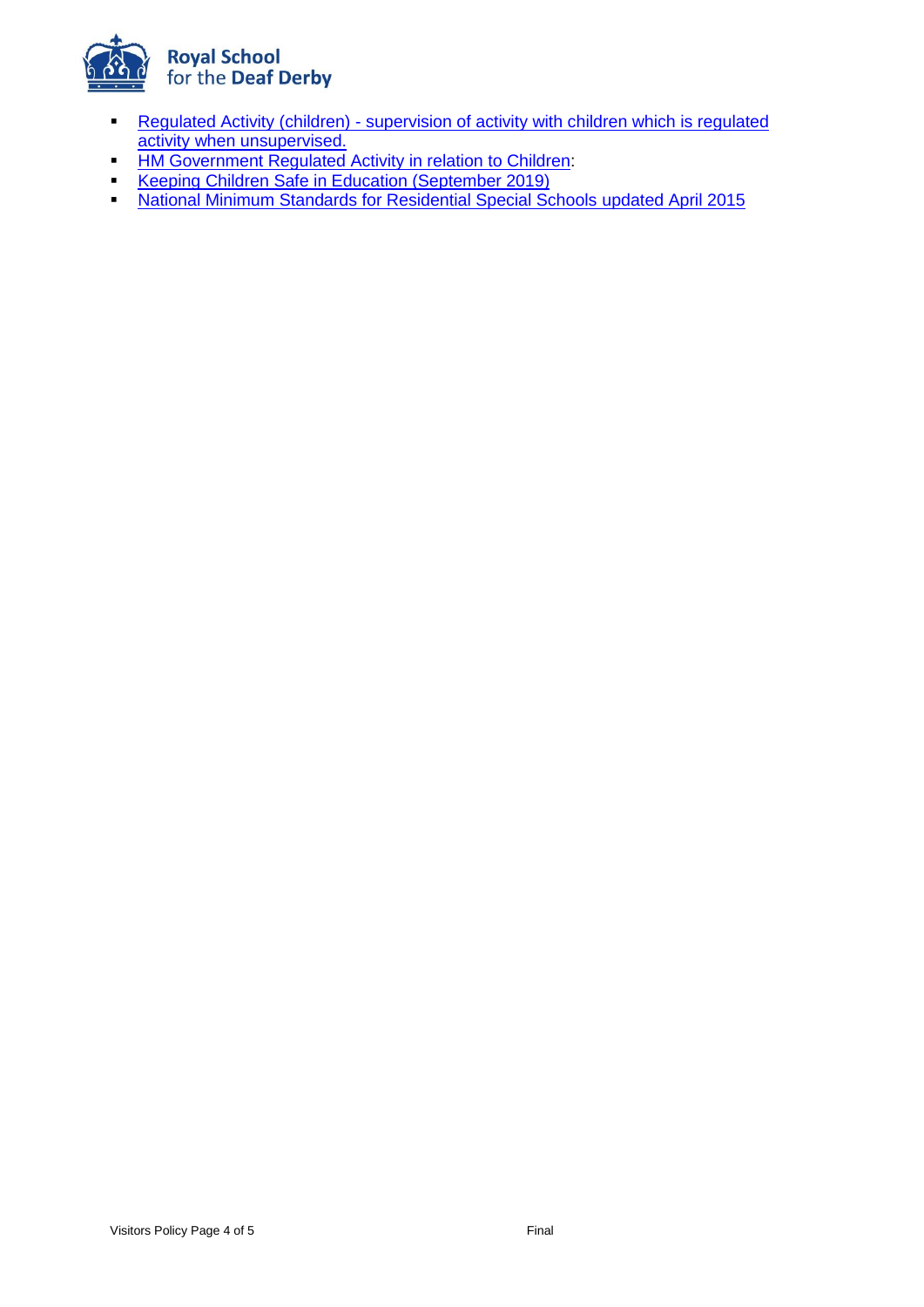- Regulated Activity (children) - supervision of activity with children which is regulated activity when unsupervised.
- HM Government Regulated Activity in relation to Children:
- Keeping Children Safe in Education (September 2019)
- National Minimum Standards for Residential Special Schools updated April 2015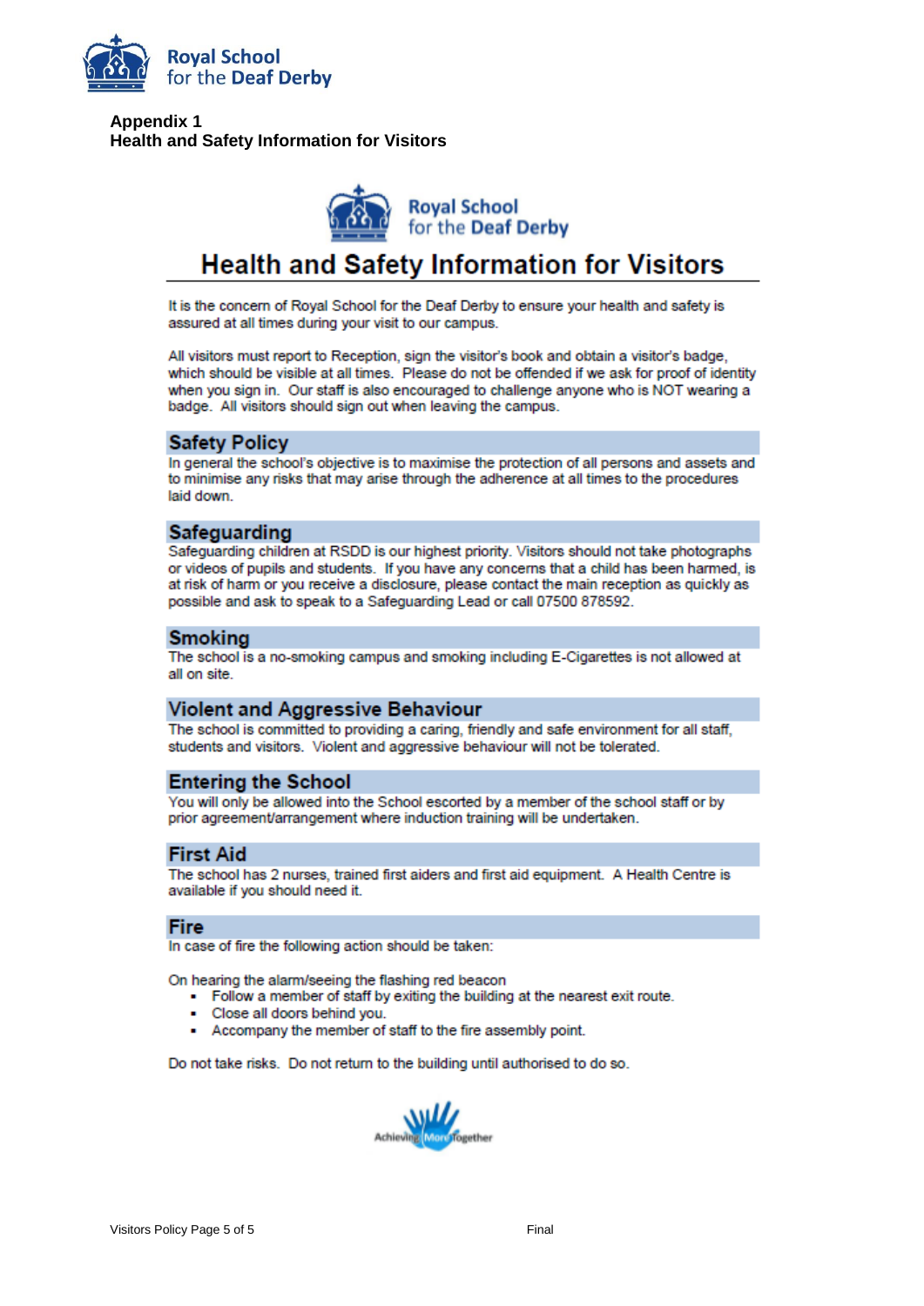**Appendix 1**
**Health and Safety Information for Visitors**

Royal School for the Deaf Derby

# Health and Safety Information for Visitors

It is the concern of Royal School for the Deaf Derby to ensure your health and safety is assured at all times during your visit to our campus.

All visitors must report to Reception, sign the visitor's book and obtain a visitor's badge, which should be visible at all times. Please do not be offended if we ask for proof of identity when you sign in. Our staff is also encouraged to challenge anyone who is NOT wearing a badge. All visitors should sign out when leaving the campus.

## Safety Policy

In general the school's objective is to maximise the protection of all persons and assets and to minimise any risks that may arise through the adherence at all times to the procedures laid down.

## Safeguarding

Safeguarding children at RSDD is our highest priority. Visitors should not take photographs or videos of pupils and students. If you have any concerns that a child has been harmed, is at risk of harm or you receive a disclosure, please contact the main reception as quickly as possible and ask to speak to a Safeguarding Lead or call 07500 878592.

## Smoking

The school is a no-smoking campus and smoking including E-Cigarettes is not allowed at all on site.

## Violent and Aggressive Behaviour

The school is committed to providing a caring, friendly and safe environment for all staff, students and visitors. Violent and aggressive behaviour will not be tolerated.

## Entering the School

You will only be allowed into the School escorted by a member of the school staff or by prior agreement/arrangement where induction training will be undertaken.

## First Aid

The school has 2 nurses, trained first aiders and first aid equipment. A Health Centre is available if you should need it.

## Fire

In case of fire the following action should be taken:

On hearing the alarm/seeing the flashing red beacon

- Follow a member of staff by exiting the building at the nearest exit route.
- Close all doors behind you.
- Accompany the member of staff to the fire assembly point.

Do not take risks. Do not return to the building until authorised to do so.

Achieving More Together